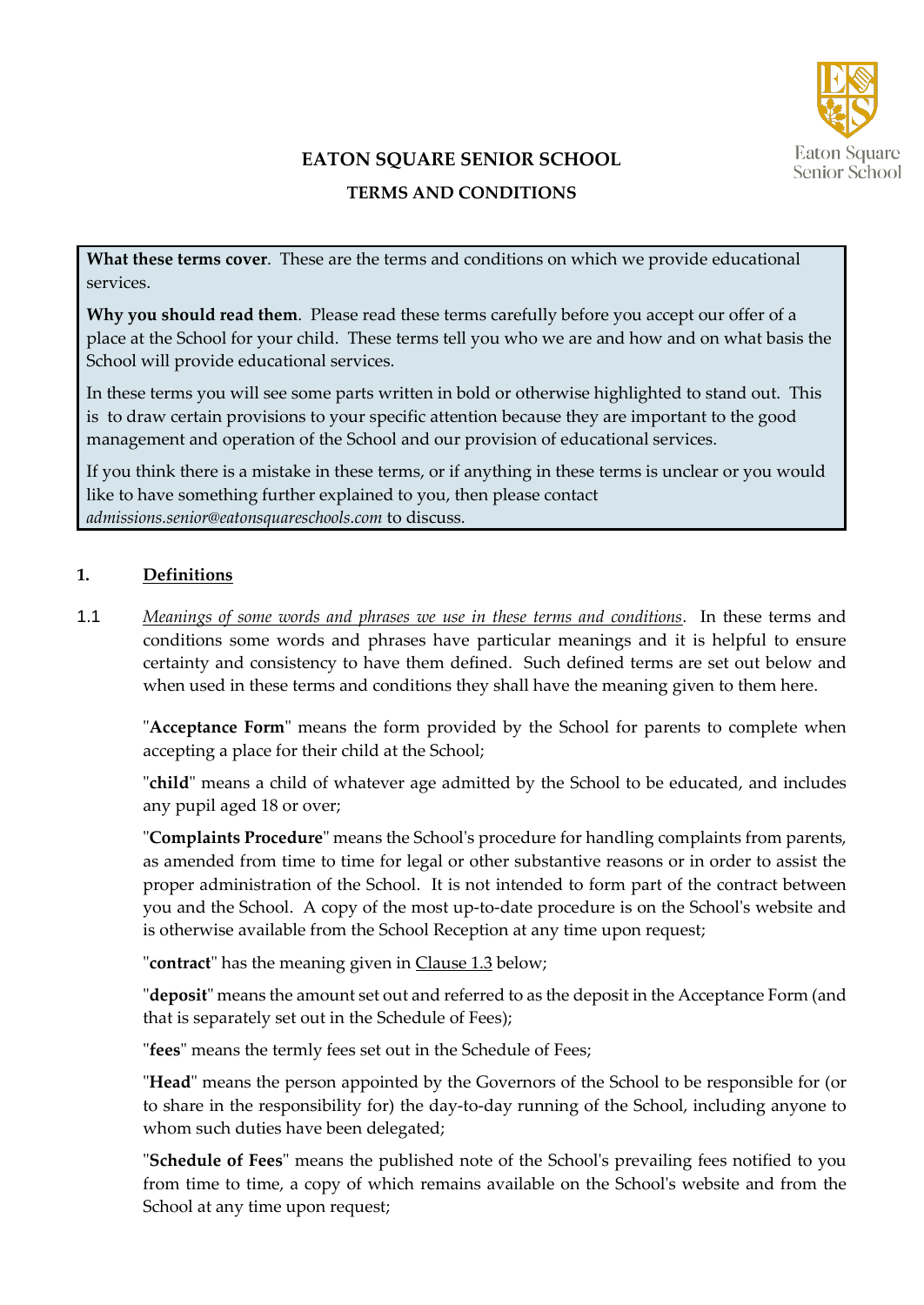# EATON SQUARE SENIOR SCHOOL

## TERMS AND CONDITIONS

**What these terms cover**. These are the terms and conditions on which we provide educational services.

**Why you should read them**. Please read these terms carefully before you accept our offer of a place at the School for your child. These terms tell you who we are and how and on what basis the School will provide educational services.

In these terms you will see some parts written in bold or otherwise highlighted to stand out. This is to draw certain provisions to your specific attention because they are important to the good management and operation of the School and our provision of educational services.

If you think there is a mistake in these terms, or if anything in these terms is unclear or you would like to have something further explained to you, then please contact *admissions.senior@eatonsquareschools.com* to discuss.

### 1. Definitions

1.1 *Meanings of some words and phrases we use in these terms and conditions*. In these terms and conditions some words and phrases have particular meanings and it is helpful to ensure certainty and consistency to have them defined. Such defined terms are set out below and when used in these terms and conditions they shall have the meaning given to them here.

"**Acceptance Form**" means the form provided by the School for parents to complete when accepting a place for their child at the School;

"**child**" means a child of whatever age admitted by the School to be educated, and includes any pupil aged 18 or over;

"**Complaints Procedure**" means the School's procedure for handling complaints from parents, as amended from time to time for legal or other substantive reasons or in order to assist the proper administration of the School. It is not intended to form part of the contract between you and the School. A copy of the most up-to-date procedure is on the School's website and is otherwise available from the School Reception at any time upon request;

"**contract**" has the meaning given in Clause 1.3 below;

"**deposit**" means the amount set out and referred to as the deposit in the Acceptance Form (and that is separately set out in the Schedule of Fees);

"**fees**" means the termly fees set out in the Schedule of Fees;

"**Head**" means the person appointed by the Governors of the School to be responsible for (or to share in the responsibility for) the day-to-day running of the School, including anyone to whom such duties have been delegated;

"**Schedule of Fees**" means the published note of the School's prevailing fees notified to you from time to time, a copy of which remains available on the School's website and from the School at any time upon request;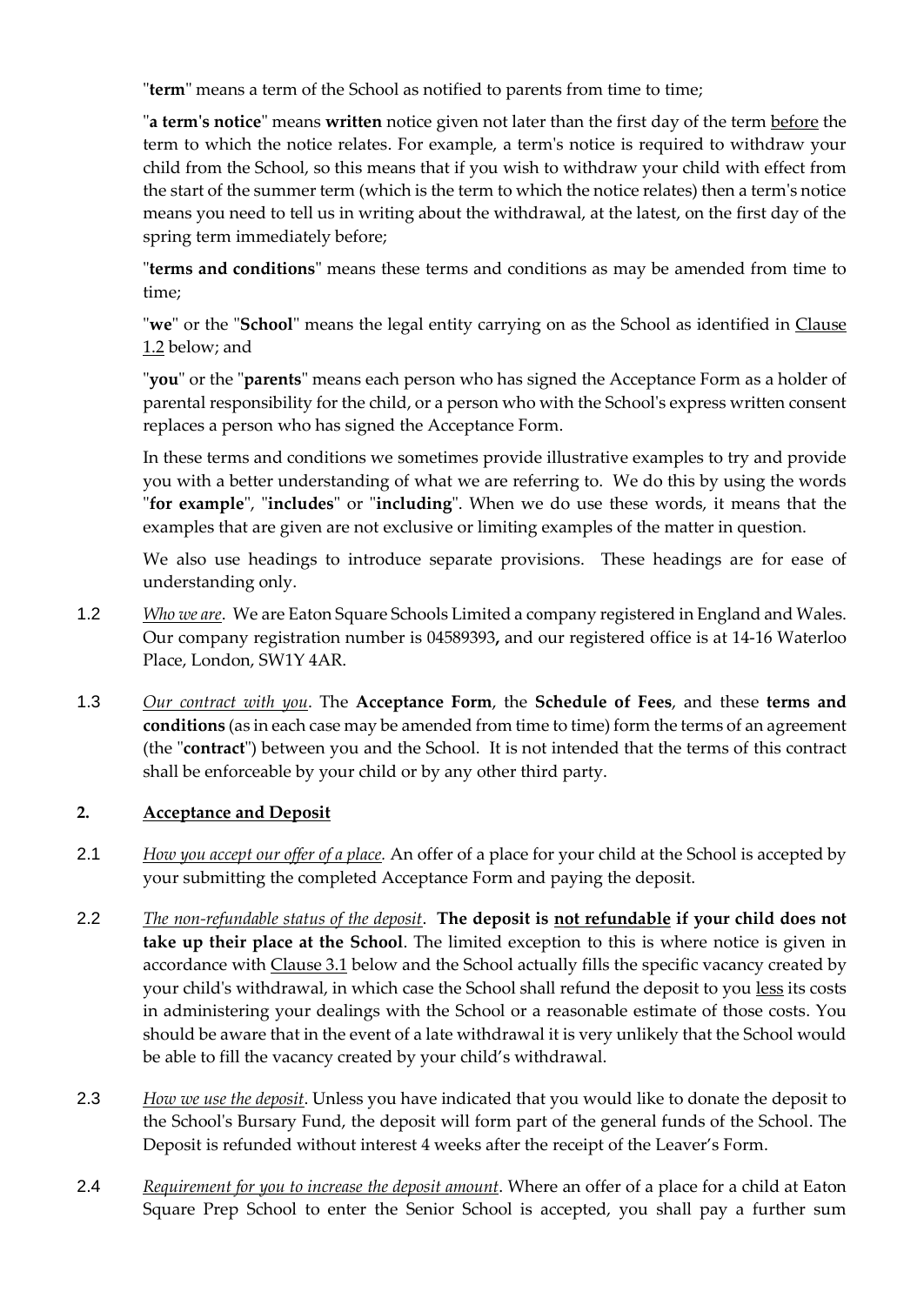"**term**" means a term of the School as notified to parents from time to time;

"**a term's notice**" means **written** notice given not later than the first day of the term before the term to which the notice relates. For example, a term's notice is required to withdraw your child from the School, so this means that if you wish to withdraw your child with effect from the start of the summer term (which is the term to which the notice relates) then a term's notice means you need to tell us in writing about the withdrawal, at the latest, on the first day of the spring term immediately before;

"**terms and conditions**" means these terms and conditions as may be amended from time to time;

"**we**" or the "**School**" means the legal entity carrying on as the School as identified in Clause 1.2 below; and

"**you**" or the "**parents**" means each person who has signed the Acceptance Form as a holder of parental responsibility for the child, or a person who with the School's express written consent replaces a person who has signed the Acceptance Form.

In these terms and conditions we sometimes provide illustrative examples to try and provide you with a better understanding of what we are referring to. We do this by using the words "**for example**", "**includes**" or "**including**". When we do use these words, it means that the examples that are given are not exclusive or limiting examples of the matter in question.

We also use headings to introduce separate provisions. These headings are for ease of understanding only.

1.2 *Who we are*. We are Eaton Square Schools Limited a company registered in England and Wales. Our company registration number is 04589393**,** and our registered office is at 14-16 Waterloo Place, London, SW1Y 4AR.

1.3 *Our contract with you*. The **Acceptance Form**, the **Schedule of Fees**, and these **terms and conditions** (as in each case may be amended from time to time) form the terms of an agreement (the "**contract**") between you and the School. It is not intended that the terms of this contract shall be enforceable by your child or by any other third party.

## 2. Acceptance and Deposit

2.1 *How you accept our offer of a place.* An offer of a place for your child at the School is accepted by your submitting the completed Acceptance Form and paying the deposit.

2.2 *The non-refundable status of the deposit*. **The deposit is not refundable if your child does not take up their place at the School**. The limited exception to this is where notice is given in accordance with Clause 3.1 below and the School actually fills the specific vacancy created by your child's withdrawal, in which case the School shall refund the deposit to you less its costs in administering your dealings with the School or a reasonable estimate of those costs. You should be aware that in the event of a late withdrawal it is very unlikely that the School would be able to fill the vacancy created by your child's withdrawal.

2.3 *How we use the deposit*. Unless you have indicated that you would like to donate the deposit to the School's Bursary Fund, the deposit will form part of the general funds of the School. The Deposit is refunded without interest 4 weeks after the receipt of the Leaver's Form.

2.4 *Requirement for you to increase the deposit amount*. Where an offer of a place for a child at Eaton Square Prep School to enter the Senior School is accepted, you shall pay a further sum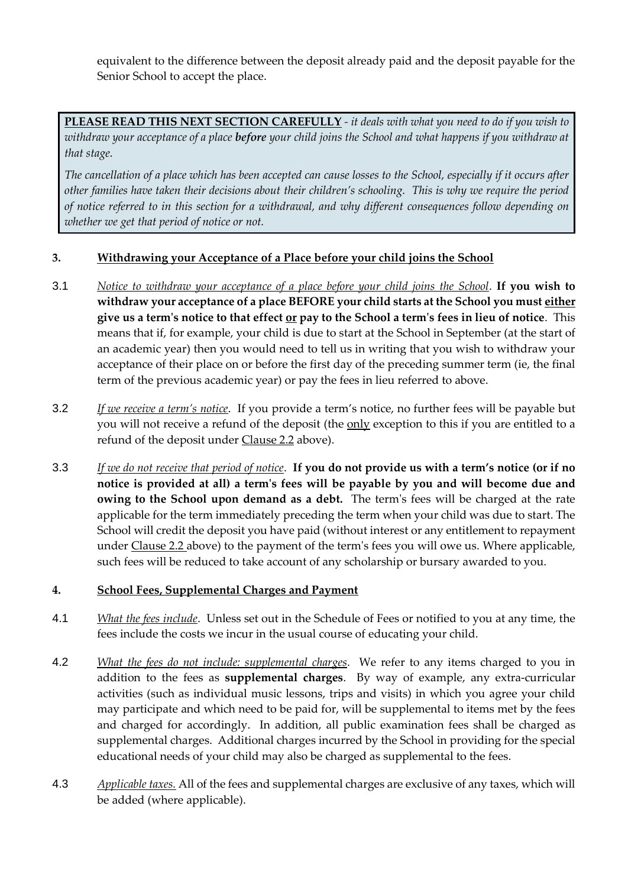equivalent to the difference between the deposit already paid and the deposit payable for the Senior School to accept the place.

**PLEASE READ THIS NEXT SECTION CAREFULLY** - *it deals with what you need to do if you wish to withdraw your acceptance of a place **before** your child joins the School and what happens if you withdraw at that stage.*

*The cancellation of a place which has been accepted can cause losses to the School, especially if it occurs after other families have taken their decisions about their children's schooling. This is why we require the period of notice referred to in this section for a withdrawal, and why different consequences follow depending on whether we get that period of notice or not.*

## 3. Withdrawing your Acceptance of a Place before your child joins the School

3.1 *Notice to withdraw your acceptance of a place before your child joins the School*. **If you wish to withdraw your acceptance of a place BEFORE your child starts at the School you must either give us a term's notice to that effect or pay to the School a term's fees in lieu of notice**. This means that if, for example, your child is due to start at the School in September (at the start of an academic year) then you would need to tell us in writing that you wish to withdraw your acceptance of their place on or before the first day of the preceding summer term (ie, the final term of the previous academic year) or pay the fees in lieu referred to above.

3.2 *If we receive a term's notice*. If you provide a term's notice, no further fees will be payable but you will not receive a refund of the deposit (the only exception to this if you are entitled to a refund of the deposit under Clause 2.2 above).

3.3 *If we do not receive that period of notice*. **If you do not provide us with a term's notice (or if no notice is provided at all) a term's fees will be payable by you and will become due and owing to the School upon demand as a debt.** The term's fees will be charged at the rate applicable for the term immediately preceding the term when your child was due to start. The School will credit the deposit you have paid (without interest or any entitlement to repayment under Clause 2.2 above) to the payment of the term's fees you will owe us. Where applicable, such fees will be reduced to take account of any scholarship or bursary awarded to you.

## 4. School Fees, Supplemental Charges and Payment

4.1 *What the fees include*. Unless set out in the Schedule of Fees or notified to you at any time, the fees include the costs we incur in the usual course of educating your child.

4.2 *What the fees do not include: supplemental charges*. We refer to any items charged to you in addition to the fees as **supplemental charges**. By way of example, any extra-curricular activities (such as individual music lessons, trips and visits) in which you agree your child may participate and which need to be paid for, will be supplemental to items met by the fees and charged for accordingly. In addition, all public examination fees shall be charged as supplemental charges. Additional charges incurred by the School in providing for the special educational needs of your child may also be charged as supplemental to the fees.

4.3 *Applicable taxes.* All of the fees and supplemental charges are exclusive of any taxes, which will be added (where applicable).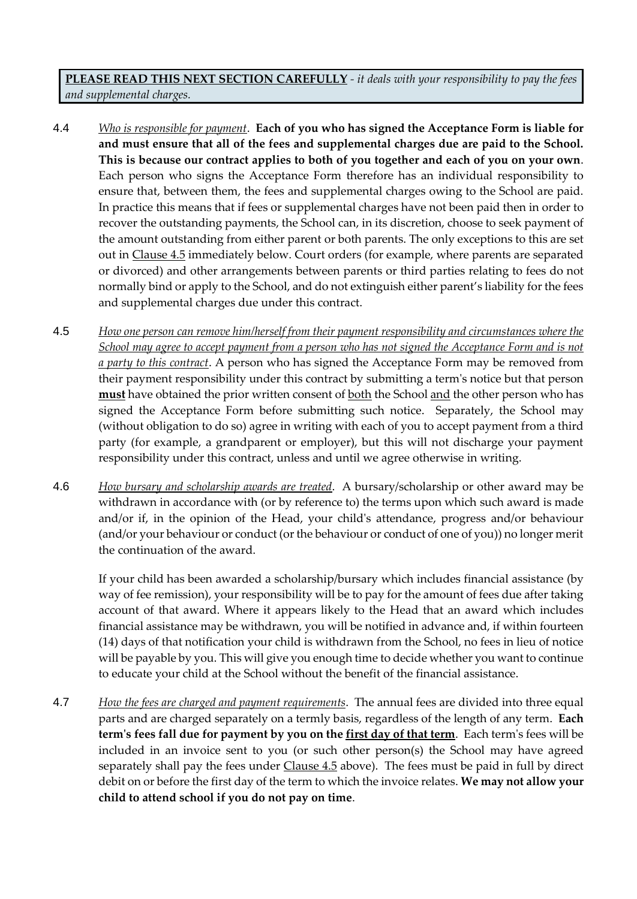**PLEASE READ THIS NEXT SECTION CAREFULLY** - *it deals with your responsibility to pay the fees and supplemental charges.*

4.4 *Who is responsible for payment*. **Each of you who has signed the Acceptance Form is liable for and must ensure that all of the fees and supplemental charges due are paid to the School. This is because our contract applies to both of you together and each of you on your own**. Each person who signs the Acceptance Form therefore has an individual responsibility to ensure that, between them, the fees and supplemental charges owing to the School are paid. In practice this means that if fees or supplemental charges have not been paid then in order to recover the outstanding payments, the School can, in its discretion, choose to seek payment of the amount outstanding from either parent or both parents. The only exceptions to this are set out in Clause 4.5 immediately below. Court orders (for example, where parents are separated or divorced) and other arrangements between parents or third parties relating to fees do not normally bind or apply to the School, and do not extinguish either parent's liability for the fees and supplemental charges due under this contract.

4.5 *How one person can remove him/herself from their payment responsibility and circumstances where the School may agree to accept payment from a person who has not signed the Acceptance Form and is not a party to this contract*. A person who has signed the Acceptance Form may be removed from their payment responsibility under this contract by submitting a term's notice but that person **must** have obtained the prior written consent of both the School and the other person who has signed the Acceptance Form before submitting such notice. Separately, the School may (without obligation to do so) agree in writing with each of you to accept payment from a third party (for example, a grandparent or employer), but this will not discharge your payment responsibility under this contract, unless and until we agree otherwise in writing.

4.6 *How bursary and scholarship awards are treated*. A bursary/scholarship or other award may be withdrawn in accordance with (or by reference to) the terms upon which such award is made and/or if, in the opinion of the Head, your child's attendance, progress and/or behaviour (and/or your behaviour or conduct (or the behaviour or conduct of one of you)) no longer merit the continuation of the award.

If your child has been awarded a scholarship/bursary which includes financial assistance (by way of fee remission), your responsibility will be to pay for the amount of fees due after taking account of that award. Where it appears likely to the Head that an award which includes financial assistance may be withdrawn, you will be notified in advance and, if within fourteen (14) days of that notification your child is withdrawn from the School, no fees in lieu of notice will be payable by you. This will give you enough time to decide whether you want to continue to educate your child at the School without the benefit of the financial assistance.

4.7 *How the fees are charged and payment requirements*. The annual fees are divided into three equal parts and are charged separately on a termly basis, regardless of the length of any term. **Each term's fees fall due for payment by you on the first day of that term**. Each term's fees will be included in an invoice sent to you (or such other person(s) the School may have agreed separately shall pay the fees under Clause 4.5 above). The fees must be paid in full by direct debit on or before the first day of the term to which the invoice relates. **We may not allow your child to attend school if you do not pay on time**.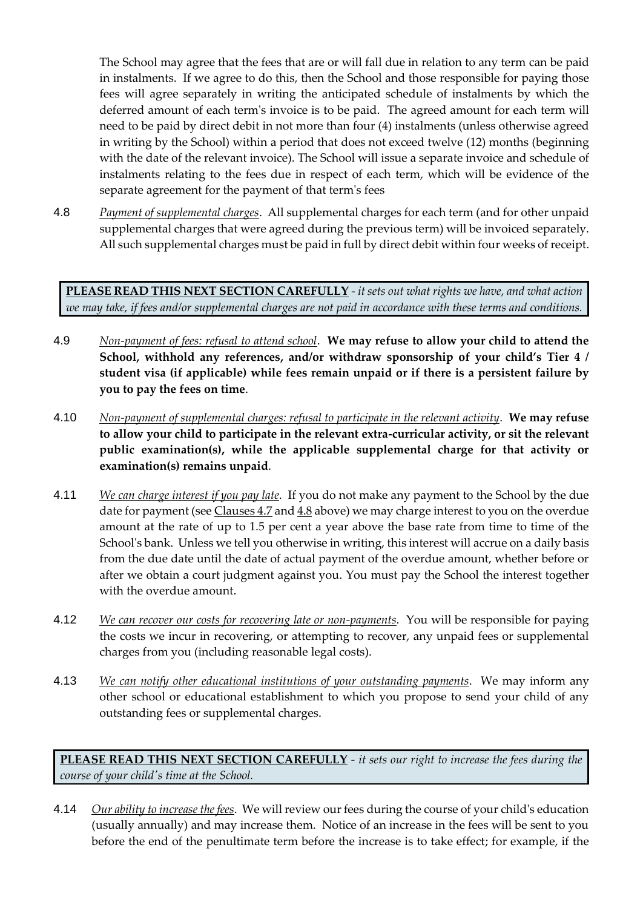The School may agree that the fees that are or will fall due in relation to any term can be paid in instalments. If we agree to do this, then the School and those responsible for paying those fees will agree separately in writing the anticipated schedule of instalments by which the deferred amount of each term's invoice is to be paid. The agreed amount for each term will need to be paid by direct debit in not more than four (4) instalments (unless otherwise agreed in writing by the School) within a period that does not exceed twelve (12) months (beginning with the date of the relevant invoice). The School will issue a separate invoice and schedule of instalments relating to the fees due in respect of each term, which will be evidence of the separate agreement for the payment of that term's fees

4.8 *Payment of supplemental charges*. All supplemental charges for each term (and for other unpaid supplemental charges that were agreed during the previous term) will be invoiced separately. All such supplemental charges must be paid in full by direct debit within four weeks of receipt.

**PLEASE READ THIS NEXT SECTION CAREFULLY** - *it sets out what rights we have, and what action we may take, if fees and/or supplemental charges are not paid in accordance with these terms and conditions.*

4.9 *Non-payment of fees: refusal to attend school*. **We may refuse to allow your child to attend the School, withhold any references, and/or withdraw sponsorship of your child's Tier 4 / student visa (if applicable) while fees remain unpaid or if there is a persistent failure by you to pay the fees on time**.

4.10 *Non-payment of supplemental charges: refusal to participate in the relevant activity*. **We may refuse to allow your child to participate in the relevant extra-curricular activity, or sit the relevant public examination(s), while the applicable supplemental charge for that activity or examination(s) remains unpaid**.

4.11 *We can charge interest if you pay late*. If you do not make any payment to the School by the due date for payment (see Clauses 4.7 and 4.8 above) we may charge interest to you on the overdue amount at the rate of up to 1.5 per cent a year above the base rate from time to time of the School's bank. Unless we tell you otherwise in writing, this interest will accrue on a daily basis from the due date until the date of actual payment of the overdue amount, whether before or after we obtain a court judgment against you. You must pay the School the interest together with the overdue amount.

4.12 *We can recover our costs for recovering late or non-payments*. You will be responsible for paying the costs we incur in recovering, or attempting to recover, any unpaid fees or supplemental charges from you (including reasonable legal costs).

4.13 *We can notify other educational institutions of your outstanding payments*. We may inform any other school or educational establishment to which you propose to send your child of any outstanding fees or supplemental charges.

**PLEASE READ THIS NEXT SECTION CAREFULLY** - *it sets our right to increase the fees during the course of your child's time at the School.*

4.14 *Our ability to increase the fees*. We will review our fees during the course of your child's education (usually annually) and may increase them. Notice of an increase in the fees will be sent to you before the end of the penultimate term before the increase is to take effect; for example, if the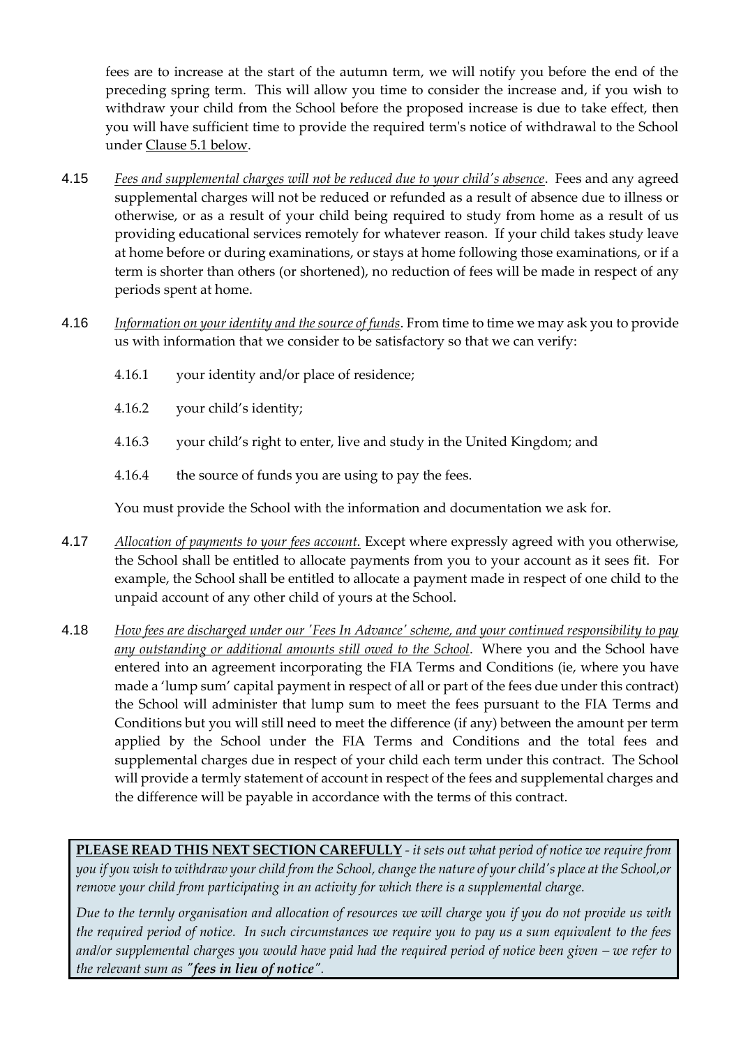fees are to increase at the start of the autumn term, we will notify you before the end of the preceding spring term. This will allow you time to consider the increase and, if you wish to withdraw your child from the School before the proposed increase is due to take effect, then you will have sufficient time to provide the required term's notice of withdrawal to the School under Clause 5.1 below.

4.15 *Fees and supplemental charges will not be reduced due to your child's absence*. Fees and any agreed supplemental charges will not be reduced or refunded as a result of absence due to illness or otherwise, or as a result of your child being required to study from home as a result of us providing educational services remotely for whatever reason. If your child takes study leave at home before or during examinations, or stays at home following those examinations, or if a term is shorter than others (or shortened), no reduction of fees will be made in respect of any periods spent at home.

4.16 *Information on your identity and the source of funds*. From time to time we may ask you to provide us with information that we consider to be satisfactory so that we can verify:

- 4.16.1 your identity and/or place of residence;
- 4.16.2 your child's identity;
- 4.16.3 your child's right to enter, live and study in the United Kingdom; and
- 4.16.4 the source of funds you are using to pay the fees.

You must provide the School with the information and documentation we ask for.

4.17 *Allocation of payments to your fees account.* Except where expressly agreed with you otherwise, the School shall be entitled to allocate payments from you to your account as it sees fit. For example, the School shall be entitled to allocate a payment made in respect of one child to the unpaid account of any other child of yours at the School.

4.18 *How fees are discharged under our 'Fees In Advance' scheme, and your continued responsibility to pay any outstanding or additional amounts still owed to the School*. Where you and the School have entered into an agreement incorporating the FIA Terms and Conditions (ie, where you have made a 'lump sum' capital payment in respect of all or part of the fees due under this contract) the School will administer that lump sum to meet the fees pursuant to the FIA Terms and Conditions but you will still need to meet the difference (if any) between the amount per term applied by the School under the FIA Terms and Conditions and the total fees and supplemental charges due in respect of your child each term under this contract. The School will provide a termly statement of account in respect of the fees and supplemental charges and the difference will be payable in accordance with the terms of this contract.

**PLEASE READ THIS NEXT SECTION CAREFULLY** - *it sets out what period of notice we require from you if you wish to withdraw your child from the School, change the nature of your child's place at the School,or remove your child from participating in an activity for which there is a supplemental charge.*

*Due to the termly organisation and allocation of resources we will charge you if you do not provide us with the required period of notice. In such circumstances we require you to pay us a sum equivalent to the fees and/or supplemental charges you would have paid had the required period of notice been given – we refer to the relevant sum as "**fees in lieu of notice**".*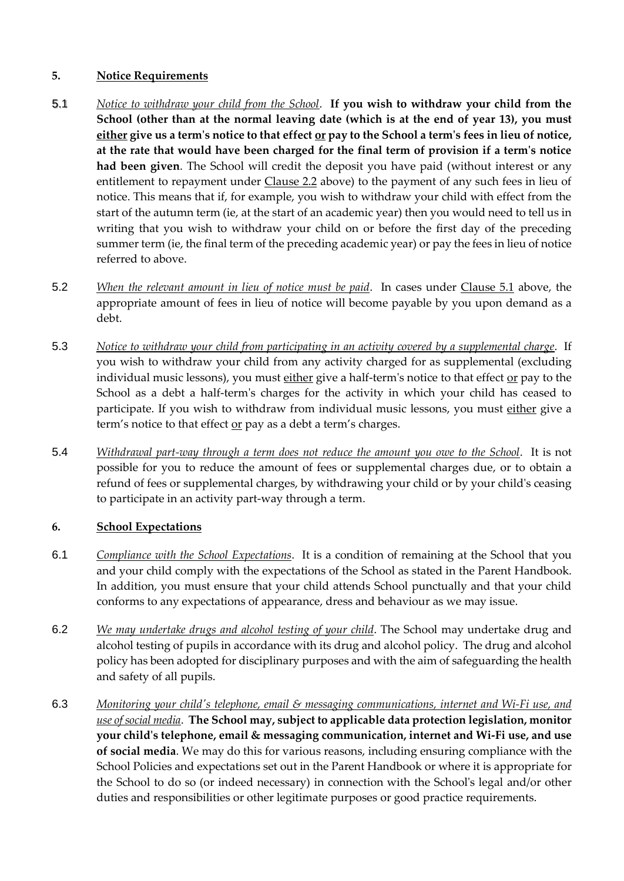## 5. Notice Requirements

5.1 *Notice to withdraw your child from the School*. **If you wish to withdraw your child from the School (other than at the normal leaving date (which is at the end of year 13), you must either give us a term's notice to that effect or pay to the School a term's fees in lieu of notice, at the rate that would have been charged for the final term of provision if a term's notice had been given**. The School will credit the deposit you have paid (without interest or any entitlement to repayment under Clause 2.2 above) to the payment of any such fees in lieu of notice. This means that if, for example, you wish to withdraw your child with effect from the start of the autumn term (ie, at the start of an academic year) then you would need to tell us in writing that you wish to withdraw your child on or before the first day of the preceding summer term (ie, the final term of the preceding academic year) or pay the fees in lieu of notice referred to above.

5.2 *When the relevant amount in lieu of notice must be paid*. In cases under Clause 5.1 above, the appropriate amount of fees in lieu of notice will become payable by you upon demand as a debt.

5.3 *Notice to withdraw your child from participating in an activity covered by a supplemental charge*. If you wish to withdraw your child from any activity charged for as supplemental (excluding individual music lessons), you must either give a half-term's notice to that effect or pay to the School as a debt a half-term's charges for the activity in which your child has ceased to participate. If you wish to withdraw from individual music lessons, you must either give a term's notice to that effect or pay as a debt a term's charges.

5.4 *Withdrawal part-way through a term does not reduce the amount you owe to the School*. It is not possible for you to reduce the amount of fees or supplemental charges due, or to obtain a refund of fees or supplemental charges, by withdrawing your child or by your child's ceasing to participate in an activity part-way through a term.

## 6. School Expectations

6.1 *Compliance with the School Expectations*. It is a condition of remaining at the School that you and your child comply with the expectations of the School as stated in the Parent Handbook. In addition, you must ensure that your child attends School punctually and that your child conforms to any expectations of appearance, dress and behaviour as we may issue.

6.2 *We may undertake drugs and alcohol testing of your child*. The School may undertake drug and alcohol testing of pupils in accordance with its drug and alcohol policy. The drug and alcohol policy has been adopted for disciplinary purposes and with the aim of safeguarding the health and safety of all pupils.

6.3 *Monitoring your child's telephone, email & messaging communications, internet and Wi-Fi use, and use of social media*. **The School may, subject to applicable data protection legislation, monitor your child's telephone, email & messaging communication, internet and Wi-Fi use, and use of social media**. We may do this for various reasons, including ensuring compliance with the School Policies and expectations set out in the Parent Handbook or where it is appropriate for the School to do so (or indeed necessary) in connection with the School's legal and/or other duties and responsibilities or other legitimate purposes or good practice requirements.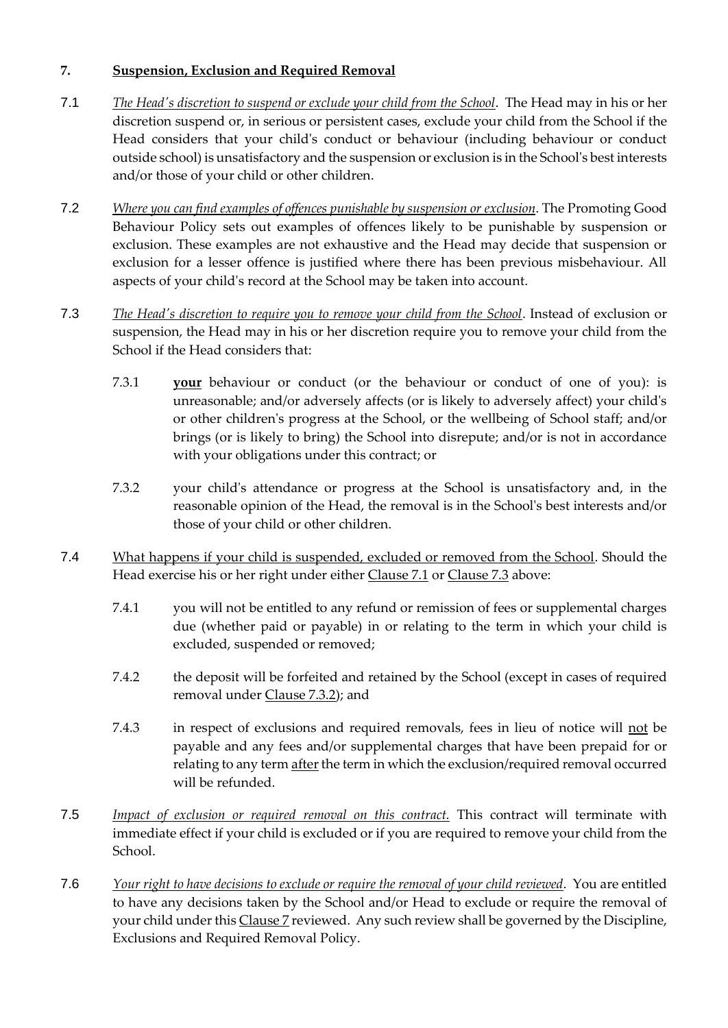## 7. <u>Suspension, Exclusion and Required Removal</u>

7.1 *<u>The Head's discretion to suspend or exclude your child from the School</u>*. The Head may in his or her discretion suspend or, in serious or persistent cases, exclude your child from the School if the Head considers that your child's conduct or behaviour (including behaviour or conduct outside school) is unsatisfactory and the suspension or exclusion is in the School's best interests and/or those of your child or other children.

7.2 *<u>Where you can find examples of offences punishable by suspension or exclusion</u>*. The Promoting Good Behaviour Policy sets out examples of offences likely to be punishable by suspension or exclusion. These examples are not exhaustive and the Head may decide that suspension or exclusion for a lesser offence is justified where there has been previous misbehaviour. All aspects of your child's record at the School may be taken into account.

7.3 *<u>The Head's discretion to require you to remove your child from the School</u>*. Instead of exclusion or suspension, the Head may in his or her discretion require you to remove your child from the School if the Head considers that:

7.3.1 <u>**your**</u> behaviour or conduct (or the behaviour or conduct of one of you): is unreasonable; and/or adversely affects (or is likely to adversely affect) your child's or other children's progress at the School, or the wellbeing of School staff; and/or brings (or is likely to bring) the School into disrepute; and/or is not in accordance with your obligations under this contract; or

7.3.2 your child's attendance or progress at the School is unsatisfactory and, in the reasonable opinion of the Head, the removal is in the School's best interests and/or those of your child or other children.

7.4 <u>What happens if your child is suspended, excluded or removed from the School</u>. Should the Head exercise his or her right under either <u>Clause 7.1</u> or <u>Clause 7.3</u> above:

7.4.1 you will not be entitled to any refund or remission of fees or supplemental charges due (whether paid or payable) in or relating to the term in which your child is excluded, suspended or removed;

7.4.2 the deposit will be forfeited and retained by the School (except in cases of required removal under <u>Clause 7.3.2</u>); and

7.4.3 in respect of exclusions and required removals, fees in lieu of notice will <u>not</u> be payable and any fees and/or supplemental charges that have been prepaid for or relating to any term <u>after</u> the term in which the exclusion/required removal occurred will be refunded.

7.5 *<u>Impact of exclusion or required removal on this contract.</u>* This contract will terminate with immediate effect if your child is excluded or if you are required to remove your child from the School.

7.6 *<u>Your right to have decisions to exclude or require the removal of your child reviewed</u>*. You are entitled to have any decisions taken by the School and/or Head to exclude or require the removal of your child under this <u>Clause 7</u> reviewed. Any such review shall be governed by the Discipline, Exclusions and Required Removal Policy.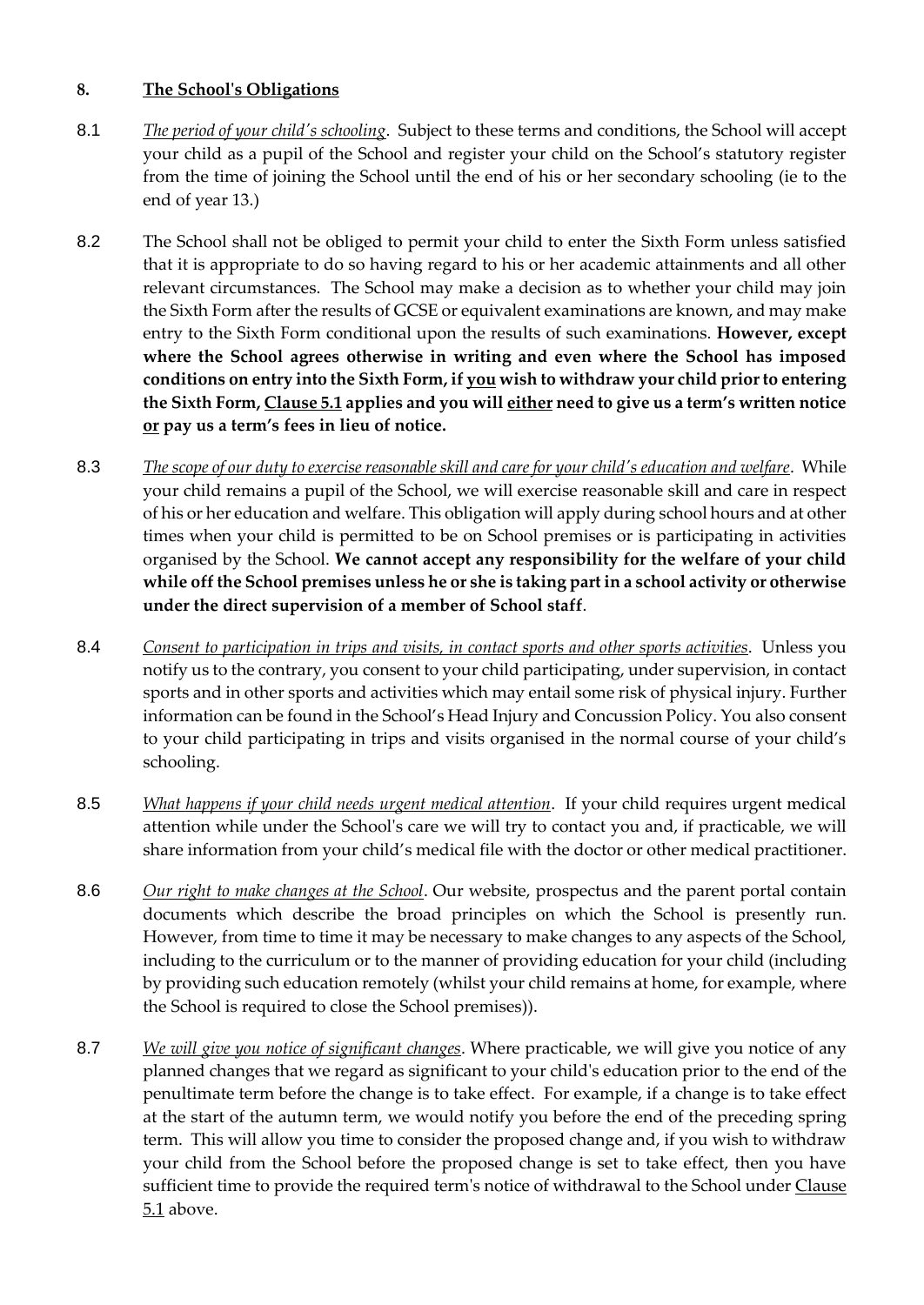## 8. The School's Obligations

8.1 *The period of your child's schooling*. Subject to these terms and conditions, the School will accept your child as a pupil of the School and register your child on the School's statutory register from the time of joining the School until the end of his or her secondary schooling (ie to the end of year 13.)

8.2 The School shall not be obliged to permit your child to enter the Sixth Form unless satisfied that it is appropriate to do so having regard to his or her academic attainments and all other relevant circumstances. The School may make a decision as to whether your child may join the Sixth Form after the results of GCSE or equivalent examinations are known, and may make entry to the Sixth Form conditional upon the results of such examinations. **However, except where the School agrees otherwise in writing and even where the School has imposed conditions on entry into the Sixth Form, if you wish to withdraw your child prior to entering the Sixth Form, Clause 5.1 applies and you will either need to give us a term's written notice or pay us a term's fees in lieu of notice.**

8.3 *The scope of our duty to exercise reasonable skill and care for your child's education and welfare*. While your child remains a pupil of the School, we will exercise reasonable skill and care in respect of his or her education and welfare. This obligation will apply during school hours and at other times when your child is permitted to be on School premises or is participating in activities organised by the School. **We cannot accept any responsibility for the welfare of your child while off the School premises unless he or she is taking part in a school activity or otherwise under the direct supervision of a member of School staff**.

8.4 *Consent to participation in trips and visits, in contact sports and other sports activities*. Unless you notify us to the contrary, you consent to your child participating, under supervision, in contact sports and in other sports and activities which may entail some risk of physical injury. Further information can be found in the School's Head Injury and Concussion Policy. You also consent to your child participating in trips and visits organised in the normal course of your child's schooling.

8.5 *What happens if your child needs urgent medical attention*. If your child requires urgent medical attention while under the School's care we will try to contact you and, if practicable, we will share information from your child's medical file with the doctor or other medical practitioner.

8.6 *Our right to make changes at the School*. Our website, prospectus and the parent portal contain documents which describe the broad principles on which the School is presently run. However, from time to time it may be necessary to make changes to any aspects of the School, including to the curriculum or to the manner of providing education for your child (including by providing such education remotely (whilst your child remains at home, for example, where the School is required to close the School premises)).

8.7 *We will give you notice of significant changes*. Where practicable, we will give you notice of any planned changes that we regard as significant to your child's education prior to the end of the penultimate term before the change is to take effect. For example, if a change is to take effect at the start of the autumn term, we would notify you before the end of the preceding spring term. This will allow you time to consider the proposed change and, if you wish to withdraw your child from the School before the proposed change is set to take effect, then you have sufficient time to provide the required term's notice of withdrawal to the School under Clause 5.1 above.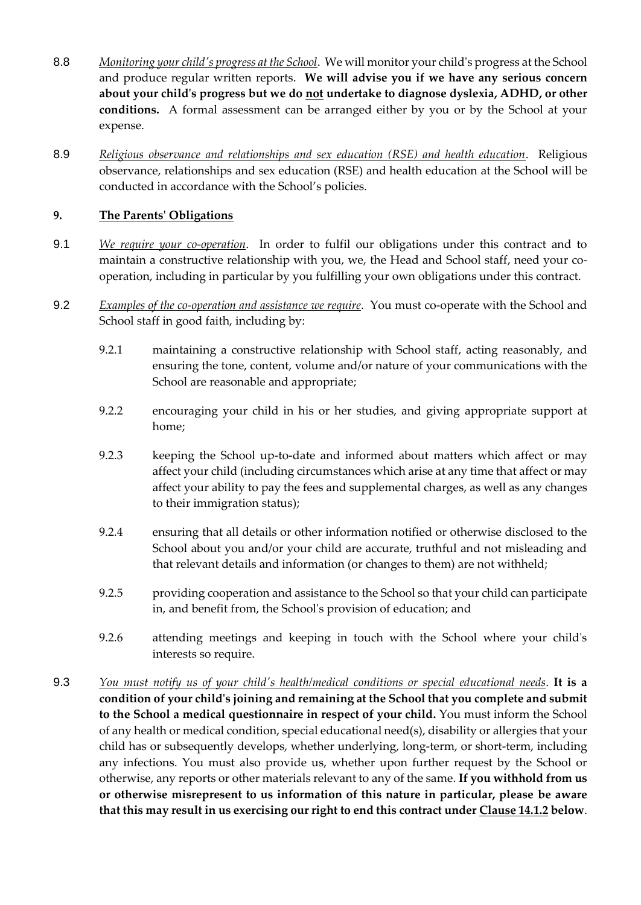8.8 *Monitoring your child's progress at the School*. We will monitor your child's progress at the School and produce regular written reports. **We will advise you if we have any serious concern about your child's progress but we do <u>not</u> undertake to diagnose dyslexia, ADHD, or other conditions.** A formal assessment can be arranged either by you or by the School at your expense.

8.9 *Religious observance and relationships and sex education (RSE) and health education*. Religious observance, relationships and sex education (RSE) and health education at the School will be conducted in accordance with the School's policies.

## 9. The Parents' Obligations

9.1 *We require your co-operation*. In order to fulfil our obligations under this contract and to maintain a constructive relationship with you, we, the Head and School staff, need your co-operation, including in particular by you fulfilling your own obligations under this contract.

9.2 *Examples of the co-operation and assistance we require*. You must co-operate with the School and School staff in good faith, including by:

9.2.1 maintaining a constructive relationship with School staff, acting reasonably, and ensuring the tone, content, volume and/or nature of your communications with the School are reasonable and appropriate;

9.2.2 encouraging your child in his or her studies, and giving appropriate support at home;

9.2.3 keeping the School up-to-date and informed about matters which affect or may affect your child (including circumstances which arise at any time that affect or may affect your ability to pay the fees and supplemental charges, as well as any changes to their immigration status);

9.2.4 ensuring that all details or other information notified or otherwise disclosed to the School about you and/or your child are accurate, truthful and not misleading and that relevant details and information (or changes to them) are not withheld;

9.2.5 providing cooperation and assistance to the School so that your child can participate in, and benefit from, the School's provision of education; and

9.2.6 attending meetings and keeping in touch with the School where your child's interests so require.

9.3 *You must notify us of your child's health/medical conditions or special educational needs*. **It is a condition of your child's joining and remaining at the School that you complete and submit to the School a medical questionnaire in respect of your child.** You must inform the School of any health or medical condition, special educational need(s), disability or allergies that your child has or subsequently develops, whether underlying, long-term, or short-term, including any infections. You must also provide us, whether upon further request by the School or otherwise, any reports or other materials relevant to any of the same. **If you withhold from us or otherwise misrepresent to us information of this nature in particular, please be aware that this may result in us exercising our right to end this contract under <u>Clause 14.1.2</u> below**.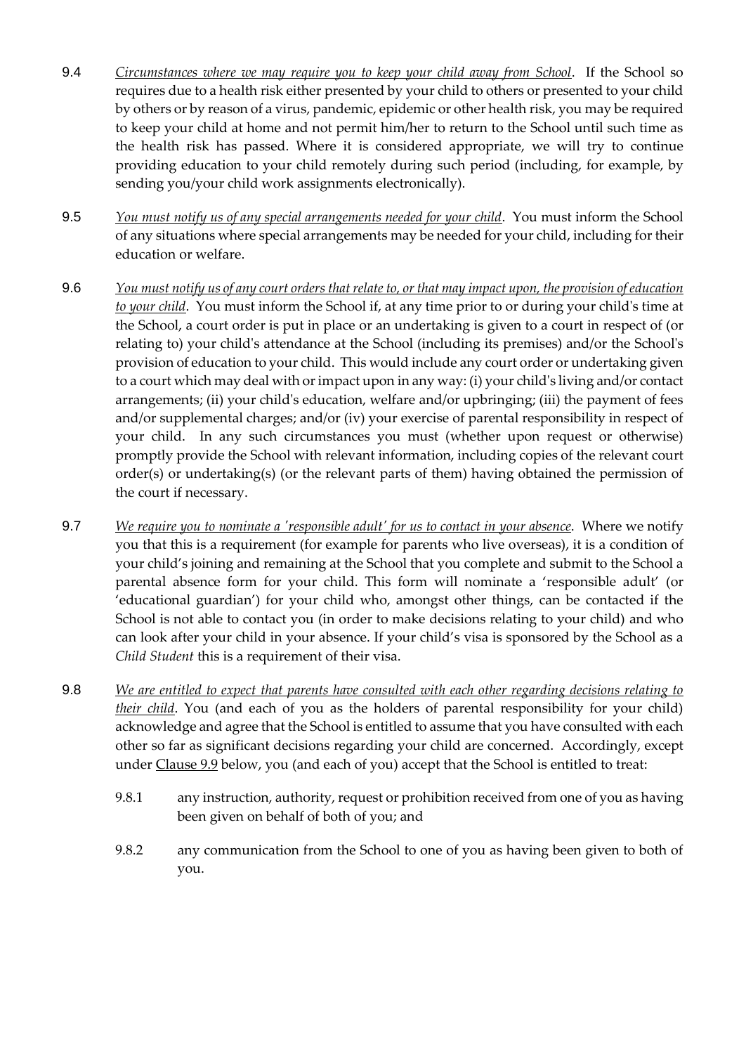9.4 *Circumstances where we may require you to keep your child away from School*. If the School so requires due to a health risk either presented by your child to others or presented to your child by others or by reason of a virus, pandemic, epidemic or other health risk, you may be required to keep your child at home and not permit him/her to return to the School until such time as the health risk has passed. Where it is considered appropriate, we will try to continue providing education to your child remotely during such period (including, for example, by sending you/your child work assignments electronically).

9.5 *You must notify us of any special arrangements needed for your child*. You must inform the School of any situations where special arrangements may be needed for your child, including for their education or welfare.

9.6 *You must notify us of any court orders that relate to, or that may impact upon, the provision of education to your child*. You must inform the School if, at any time prior to or during your child's time at the School, a court order is put in place or an undertaking is given to a court in respect of (or relating to) your child's attendance at the School (including its premises) and/or the School's provision of education to your child. This would include any court order or undertaking given to a court which may deal with or impact upon in any way: (i) your child's living and/or contact arrangements; (ii) your child's education, welfare and/or upbringing; (iii) the payment of fees and/or supplemental charges; and/or (iv) your exercise of parental responsibility in respect of your child. In any such circumstances you must (whether upon request or otherwise) promptly provide the School with relevant information, including copies of the relevant court order(s) or undertaking(s) (or the relevant parts of them) having obtained the permission of the court if necessary.

9.7 *We require you to nominate a 'responsible adult' for us to contact in your absence*. Where we notify you that this is a requirement (for example for parents who live overseas), it is a condition of your child's joining and remaining at the School that you complete and submit to the School a parental absence form for your child. This form will nominate a 'responsible adult' (or 'educational guardian') for your child who, amongst other things, can be contacted if the School is not able to contact you (in order to make decisions relating to your child) and who can look after your child in your absence. If your child's visa is sponsored by the School as a *Child Student* this is a requirement of their visa.

9.8 *We are entitled to expect that parents have consulted with each other regarding decisions relating to their child*. You (and each of you as the holders of parental responsibility for your child) acknowledge and agree that the School is entitled to assume that you have consulted with each other so far as significant decisions regarding your child are concerned. Accordingly, except under Clause 9.9 below, you (and each of you) accept that the School is entitled to treat:

9.8.1 any instruction, authority, request or prohibition received from one of you as having been given on behalf of both of you; and

9.8.2 any communication from the School to one of you as having been given to both of you.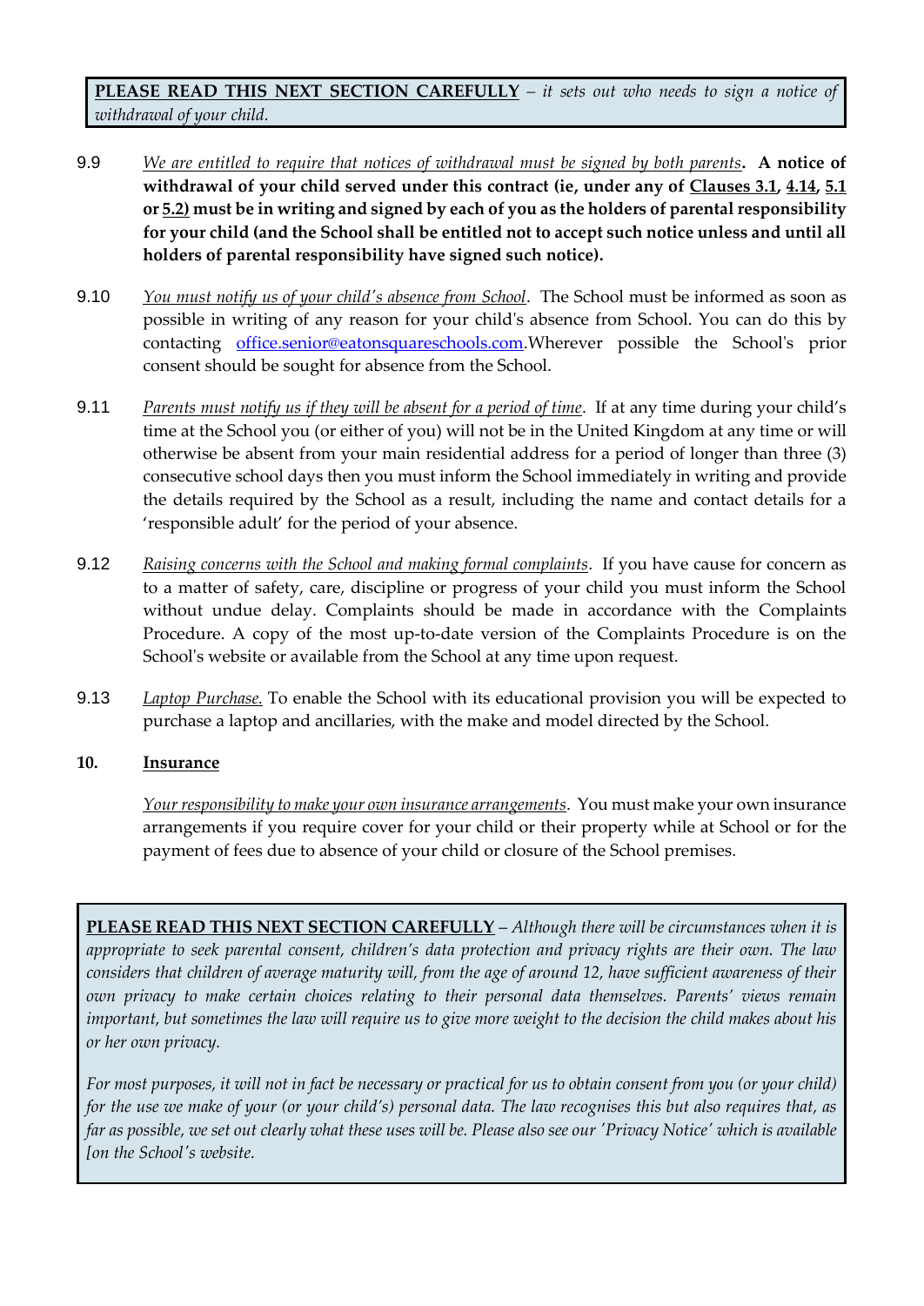**PLEASE READ THIS NEXT SECTION CAREFULLY** – *it sets out who needs to sign a notice of withdrawal of your child.*

9.9 *We are entitled to require that notices of withdrawal must be signed by both parents*. **A notice of withdrawal of your child served under this contract (ie, under any of Clauses 3.1, 4.14, 5.1 or 5.2) must be in writing and signed by each of you as the holders of parental responsibility for your child (and the School shall be entitled not to accept such notice unless and until all holders of parental responsibility have signed such notice).**

9.10 *You must notify us of your child's absence from School*. The School must be informed as soon as possible in writing of any reason for your child's absence from School. You can do this by contacting office.senior@eatonsquareschools.com.Wherever possible the School's prior consent should be sought for absence from the School.

9.11 *Parents must notify us if they will be absent for a period of time*. If at any time during your child's time at the School you (or either of you) will not be in the United Kingdom at any time or will otherwise be absent from your main residential address for a period of longer than three (3) consecutive school days then you must inform the School immediately in writing and provide the details required by the School as a result, including the name and contact details for a 'responsible adult' for the period of your absence.

9.12 *Raising concerns with the School and making formal complaints*. If you have cause for concern as to a matter of safety, care, discipline or progress of your child you must inform the School without undue delay. Complaints should be made in accordance with the Complaints Procedure. A copy of the most up-to-date version of the Complaints Procedure is on the School's website or available from the School at any time upon request.

9.13 *Laptop Purchase.* To enable the School with its educational provision you will be expected to purchase a laptop and ancillaries, with the make and model directed by the School.

## 10. Insurance

*Your responsibility to make your own insurance arrangements*. You must make your own insurance arrangements if you require cover for your child or their property while at School or for the payment of fees due to absence of your child or closure of the School premises.

**PLEASE READ THIS NEXT SECTION CAREFULLY** – *Although there will be circumstances when it is appropriate to seek parental consent, children's data protection and privacy rights are their own. The law considers that children of average maturity will, from the age of around 12, have sufficient awareness of their own privacy to make certain choices relating to their personal data themselves. Parents' views remain important, but sometimes the law will require us to give more weight to the decision the child makes about his or her own privacy.*

*For most purposes, it will not in fact be necessary or practical for us to obtain consent from you (or your child) for the use we make of your (or your child's) personal data. The law recognises this but also requires that, as far as possible, we set out clearly what these uses will be. Please also see our 'Privacy Notice' which is available [on the School's website.*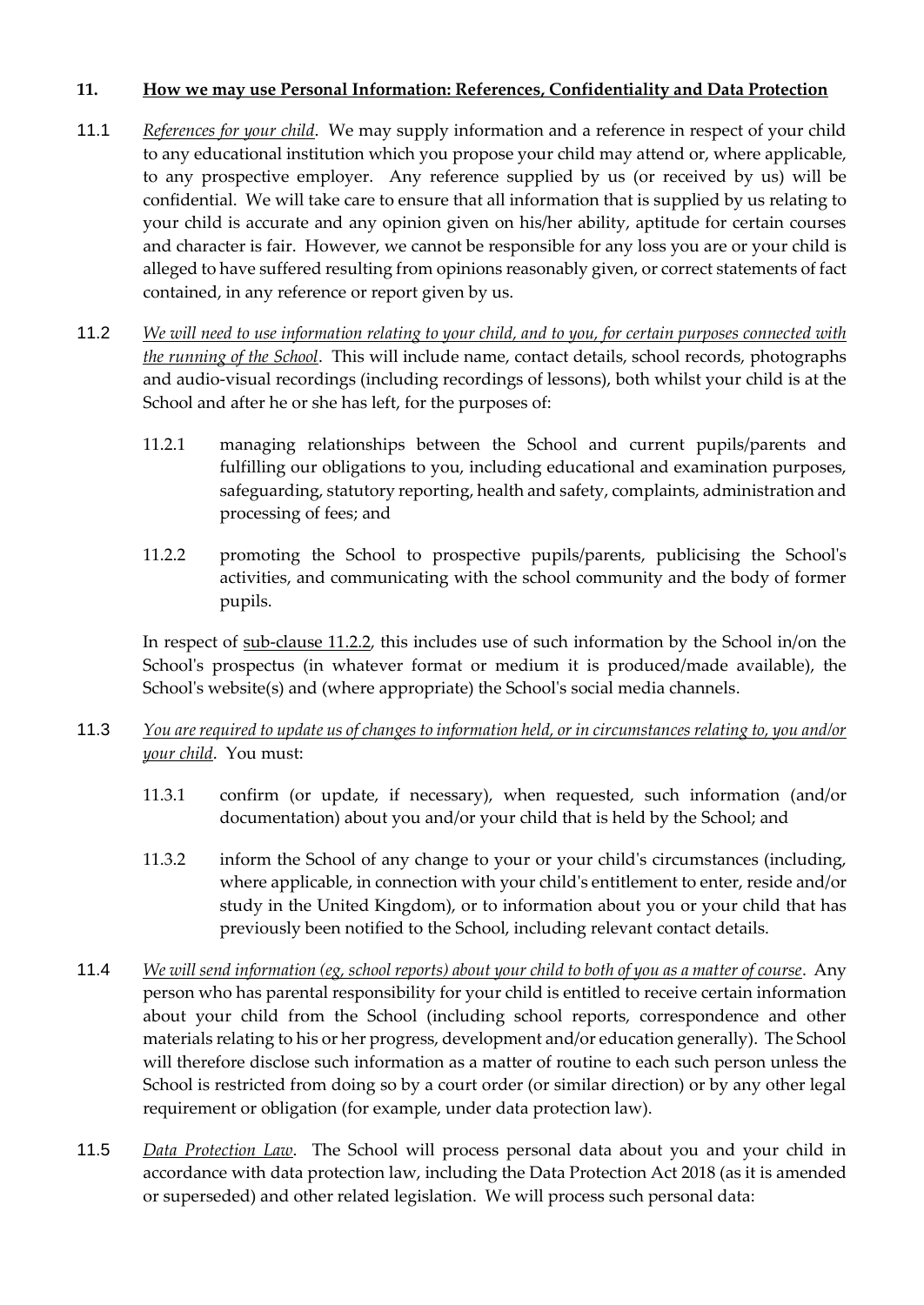## 11. How we may use Personal Information: References, Confidentiality and Data Protection

11.1 *References for your child*. We may supply information and a reference in respect of your child to any educational institution which you propose your child may attend or, where applicable, to any prospective employer. Any reference supplied by us (or received by us) will be confidential. We will take care to ensure that all information that is supplied by us relating to your child is accurate and any opinion given on his/her ability, aptitude for certain courses and character is fair. However, we cannot be responsible for any loss you are or your child is alleged to have suffered resulting from opinions reasonably given, or correct statements of fact contained, in any reference or report given by us.

11.2 *We will need to use information relating to your child, and to you, for certain purposes connected with the running of the School*. This will include name, contact details, school records, photographs and audio-visual recordings (including recordings of lessons), both whilst your child is at the School and after he or she has left, for the purposes of:

11.2.1 managing relationships between the School and current pupils/parents and fulfilling our obligations to you, including educational and examination purposes, safeguarding, statutory reporting, health and safety, complaints, administration and processing of fees; and

11.2.2 promoting the School to prospective pupils/parents, publicising the School's activities, and communicating with the school community and the body of former pupils.

In respect of sub-clause 11.2.2, this includes use of such information by the School in/on the School's prospectus (in whatever format or medium it is produced/made available), the School's website(s) and (where appropriate) the School's social media channels.

11.3 *You are required to update us of changes to information held, or in circumstances relating to, you and/or your child*. You must:

11.3.1 confirm (or update, if necessary), when requested, such information (and/or documentation) about you and/or your child that is held by the School; and

11.3.2 inform the School of any change to your or your child's circumstances (including, where applicable, in connection with your child's entitlement to enter, reside and/or study in the United Kingdom), or to information about you or your child that has previously been notified to the School, including relevant contact details.

11.4 *We will send information (eg, school reports) about your child to both of you as a matter of course*. Any person who has parental responsibility for your child is entitled to receive certain information about your child from the School (including school reports, correspondence and other materials relating to his or her progress, development and/or education generally). The School will therefore disclose such information as a matter of routine to each such person unless the School is restricted from doing so by a court order (or similar direction) or by any other legal requirement or obligation (for example, under data protection law).

11.5 *Data Protection Law*. The School will process personal data about you and your child in accordance with data protection law, including the Data Protection Act 2018 (as it is amended or superseded) and other related legislation. We will process such personal data: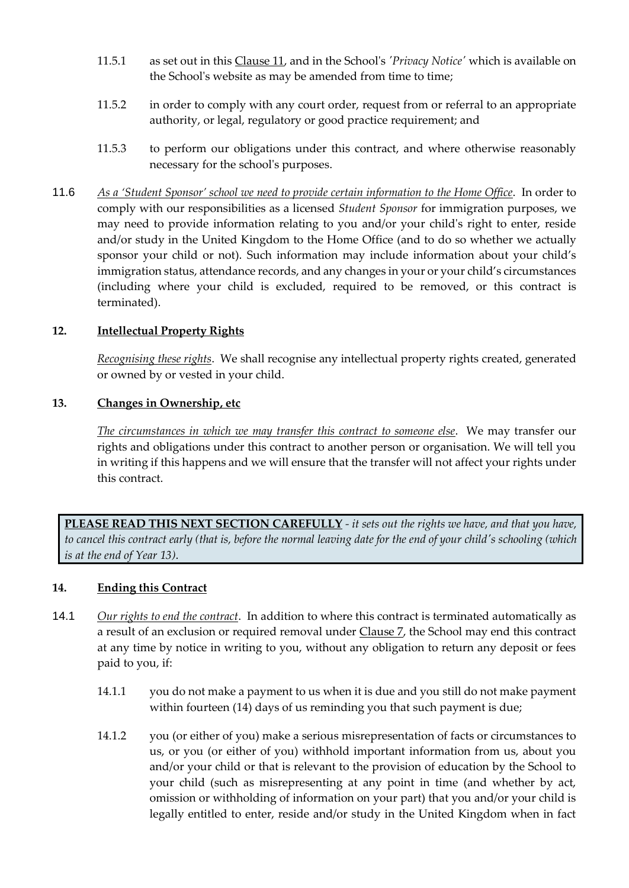11.5.1 as set out in this Clause 11, and in the School's *'Privacy Notice'* which is available on the School's website as may be amended from time to time;

11.5.2 in order to comply with any court order, request from or referral to an appropriate authority, or legal, regulatory or good practice requirement; and

11.5.3 to perform our obligations under this contract, and where otherwise reasonably necessary for the school's purposes.

11.6 *As a 'Student Sponsor' school we need to provide certain information to the Home Office*. In order to comply with our responsibilities as a licensed *Student Sponsor* for immigration purposes, we may need to provide information relating to you and/or your child's right to enter, reside and/or study in the United Kingdom to the Home Office (and to do so whether we actually sponsor your child or not). Such information may include information about your child's immigration status, attendance records, and any changes in your or your child's circumstances (including where your child is excluded, required to be removed, or this contract is terminated).

## 12. Intellectual Property Rights

*Recognising these rights*. We shall recognise any intellectual property rights created, generated or owned by or vested in your child.

## 13. Changes in Ownership, etc

*The circumstances in which we may transfer this contract to someone else*. We may transfer our rights and obligations under this contract to another person or organisation. We will tell you in writing if this happens and we will ensure that the transfer will not affect your rights under this contract.

**PLEASE READ THIS NEXT SECTION CAREFULLY** - *it sets out the rights we have, and that you have, to cancel this contract early (that is, before the normal leaving date for the end of your child's schooling (which is at the end of Year 13)*.

## 14. Ending this Contract

14.1 *Our rights to end the contract*. In addition to where this contract is terminated automatically as a result of an exclusion or required removal under Clause 7, the School may end this contract at any time by notice in writing to you, without any obligation to return any deposit or fees paid to you, if:

14.1.1 you do not make a payment to us when it is due and you still do not make payment within fourteen (14) days of us reminding you that such payment is due;

14.1.2 you (or either of you) make a serious misrepresentation of facts or circumstances to us, or you (or either of you) withhold important information from us, about you and/or your child or that is relevant to the provision of education by the School to your child (such as misrepresenting at any point in time (and whether by act, omission or withholding of information on your part) that you and/or your child is legally entitled to enter, reside and/or study in the United Kingdom when in fact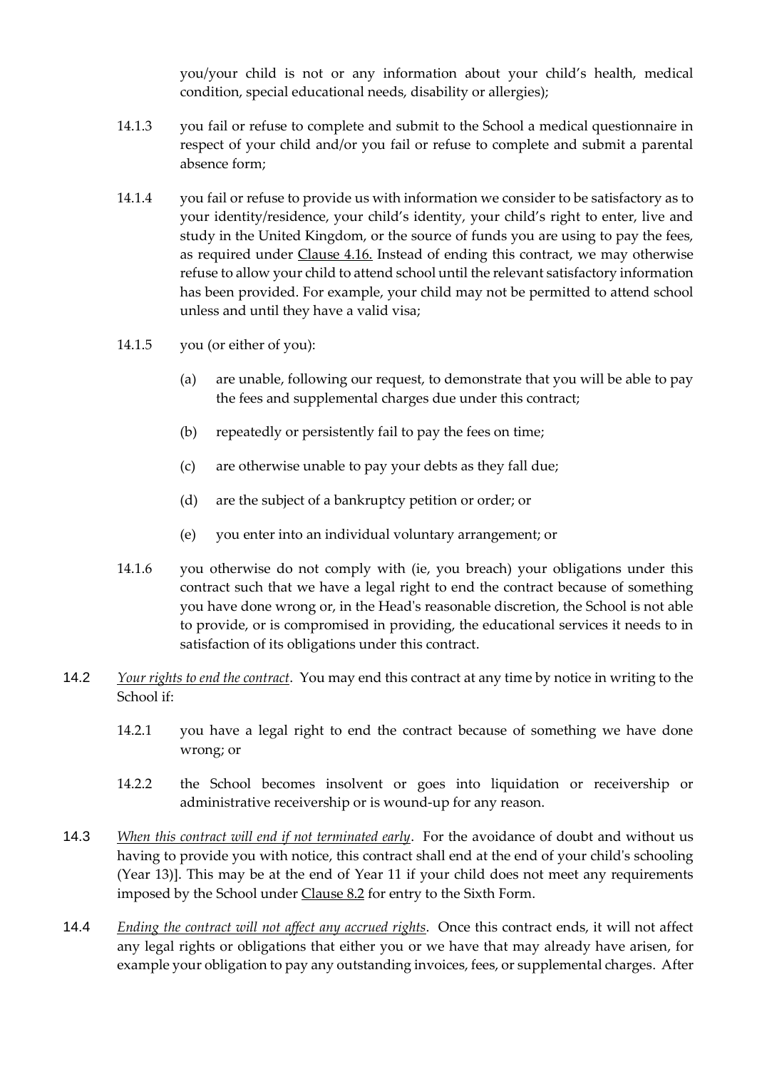you/your child is not or any information about your child's health, medical condition, special educational needs, disability or allergies);

14.1.3 you fail or refuse to complete and submit to the School a medical questionnaire in respect of your child and/or you fail or refuse to complete and submit a parental absence form;

14.1.4 you fail or refuse to provide us with information we consider to be satisfactory as to your identity/residence, your child's identity, your child's right to enter, live and study in the United Kingdom, or the source of funds you are using to pay the fees, as required under Clause 4.16. Instead of ending this contract, we may otherwise refuse to allow your child to attend school until the relevant satisfactory information has been provided. For example, your child may not be permitted to attend school unless and until they have a valid visa;

14.1.5 you (or either of you):

(a) are unable, following our request, to demonstrate that you will be able to pay the fees and supplemental charges due under this contract;

(b) repeatedly or persistently fail to pay the fees on time;

(c) are otherwise unable to pay your debts as they fall due;

(d) are the subject of a bankruptcy petition or order; or

(e) you enter into an individual voluntary arrangement; or

14.1.6 you otherwise do not comply with (ie, you breach) your obligations under this contract such that we have a legal right to end the contract because of something you have done wrong or, in the Head's reasonable discretion, the School is not able to provide, or is compromised in providing, the educational services it needs to in satisfaction of its obligations under this contract.

14.2 *Your rights to end the contract*. You may end this contract at any time by notice in writing to the School if:

14.2.1 you have a legal right to end the contract because of something we have done wrong; or

14.2.2 the School becomes insolvent or goes into liquidation or receivership or administrative receivership or is wound-up for any reason.

14.3 *When this contract will end if not terminated early*. For the avoidance of doubt and without us having to provide you with notice, this contract shall end at the end of your child's schooling (Year 13)]. This may be at the end of Year 11 if your child does not meet any requirements imposed by the School under Clause 8.2 for entry to the Sixth Form.

14.4 *Ending the contract will not affect any accrued rights*. Once this contract ends, it will not affect any legal rights or obligations that either you or we have that may already have arisen, for example your obligation to pay any outstanding invoices, fees, or supplemental charges. After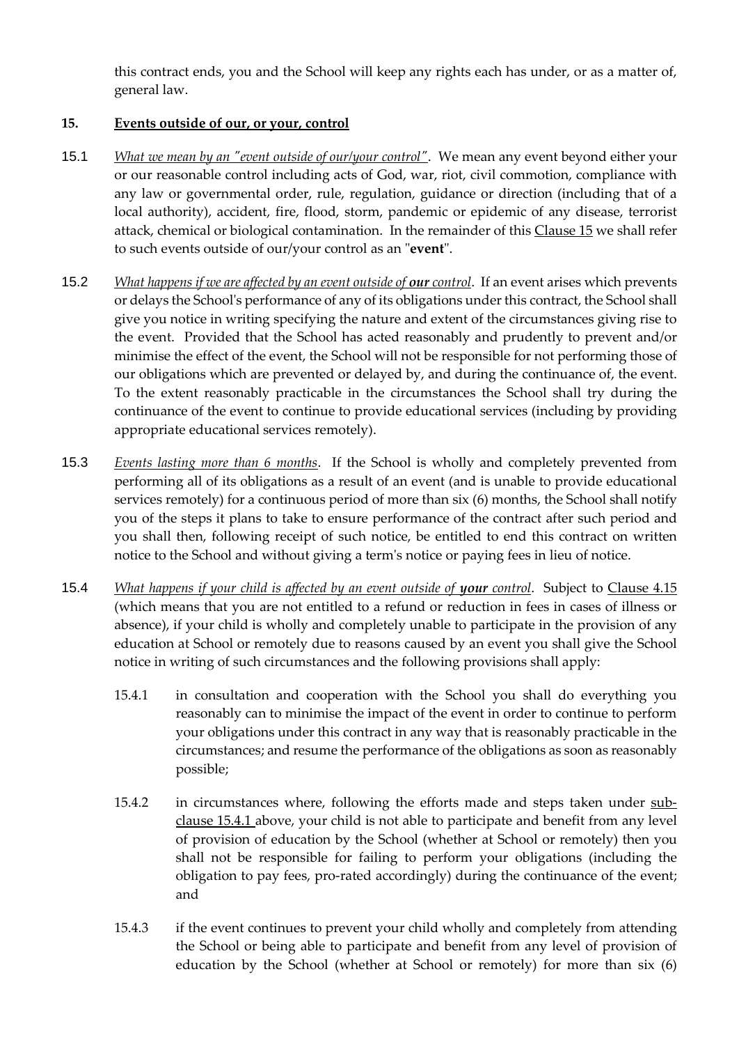this contract ends, you and the School will keep any rights each has under, or as a matter of, general law.

## 15. Events outside of our, or your, control

15.1 *What we mean by an "event outside of our/your control"*. We mean any event beyond either your or our reasonable control including acts of God, war, riot, civil commotion, compliance with any law or governmental order, rule, regulation, guidance or direction (including that of a local authority), accident, fire, flood, storm, pandemic or epidemic of any disease, terrorist attack, chemical or biological contamination. In the remainder of this Clause 15 we shall refer to such events outside of our/your control as an "**event**".

15.2 *What happens if we are affected by an event outside of **our** control*. If an event arises which prevents or delays the School's performance of any of its obligations under this contract, the School shall give you notice in writing specifying the nature and extent of the circumstances giving rise to the event. Provided that the School has acted reasonably and prudently to prevent and/or minimise the effect of the event, the School will not be responsible for not performing those of our obligations which are prevented or delayed by, and during the continuance of, the event. To the extent reasonably practicable in the circumstances the School shall try during the continuance of the event to continue to provide educational services (including by providing appropriate educational services remotely).

15.3 *Events lasting more than 6 months*. If the School is wholly and completely prevented from performing all of its obligations as a result of an event (and is unable to provide educational services remotely) for a continuous period of more than six (6) months, the School shall notify you of the steps it plans to take to ensure performance of the contract after such period and you shall then, following receipt of such notice, be entitled to end this contract on written notice to the School and without giving a term's notice or paying fees in lieu of notice.

15.4 *What happens if your child is affected by an event outside of **your** control*. Subject to Clause 4.15 (which means that you are not entitled to a refund or reduction in fees in cases of illness or absence), if your child is wholly and completely unable to participate in the provision of any education at School or remotely due to reasons caused by an event you shall give the School notice in writing of such circumstances and the following provisions shall apply:

15.4.1 in consultation and cooperation with the School you shall do everything you reasonably can to minimise the impact of the event in order to continue to perform your obligations under this contract in any way that is reasonably practicable in the circumstances; and resume the performance of the obligations as soon as reasonably possible;

15.4.2 in circumstances where, following the efforts made and steps taken under sub-clause 15.4.1 above, your child is not able to participate and benefit from any level of provision of education by the School (whether at School or remotely) then you shall not be responsible for failing to perform your obligations (including the obligation to pay fees, pro-rated accordingly) during the continuance of the event; and

15.4.3 if the event continues to prevent your child wholly and completely from attending the School or being able to participate and benefit from any level of provision of education by the School (whether at School or remotely) for more than six (6)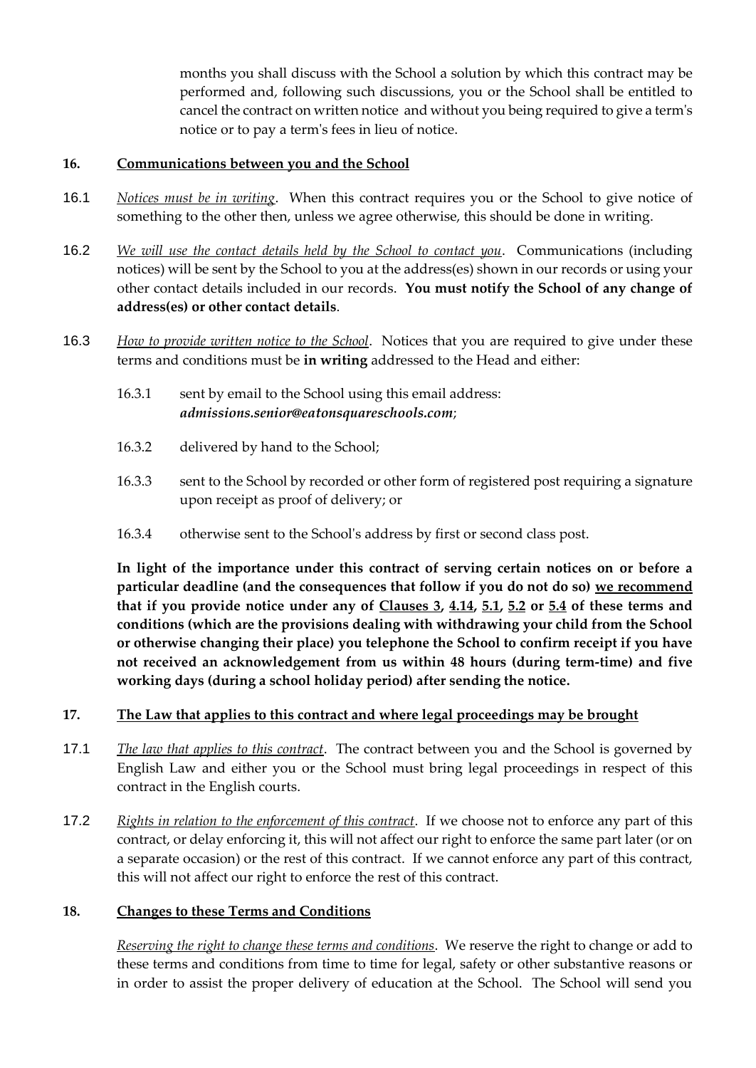months you shall discuss with the School a solution by which this contract may be performed and, following such discussions, you or the School shall be entitled to cancel the contract on written notice and without you being required to give a term's notice or to pay a term's fees in lieu of notice.

## 16. Communications between you and the School

16.1 *Notices must be in writing*. When this contract requires you or the School to give notice of something to the other then, unless we agree otherwise, this should be done in writing.

16.2 *We will use the contact details held by the School to contact you*. Communications (including notices) will be sent by the School to you at the address(es) shown in our records or using your other contact details included in our records. **You must notify the School of any change of address(es) or other contact details**.

16.3 *How to provide written notice to the School*. Notices that you are required to give under these terms and conditions must be **in writing** addressed to the Head and either:

16.3.1 sent by email to the School using this email address: ***admissions.senior@eatonsquareschools.com***;

16.3.2 delivered by hand to the School;

16.3.3 sent to the School by recorded or other form of registered post requiring a signature upon receipt as proof of delivery; or

16.3.4 otherwise sent to the School's address by first or second class post.

**In light of the importance under this contract of serving certain notices on or before a particular deadline (and the consequences that follow if you do not do so) we recommend that if you provide notice under any of Clauses 3, 4.14, 5.1, 5.2 or 5.4 of these terms and conditions (which are the provisions dealing with withdrawing your child from the School or otherwise changing their place) you telephone the School to confirm receipt if you have not received an acknowledgement from us within 48 hours (during term-time) and five working days (during a school holiday period) after sending the notice.**

## 17. The Law that applies to this contract and where legal proceedings may be brought

17.1 *The law that applies to this contract*. The contract between you and the School is governed by English Law and either you or the School must bring legal proceedings in respect of this contract in the English courts.

17.2 *Rights in relation to the enforcement of this contract*. If we choose not to enforce any part of this contract, or delay enforcing it, this will not affect our right to enforce the same part later (or on a separate occasion) or the rest of this contract. If we cannot enforce any part of this contract, this will not affect our right to enforce the rest of this contract.

## 18. Changes to these Terms and Conditions

*Reserving the right to change these terms and conditions*. We reserve the right to change or add to these terms and conditions from time to time for legal, safety or other substantive reasons or in order to assist the proper delivery of education at the School. The School will send you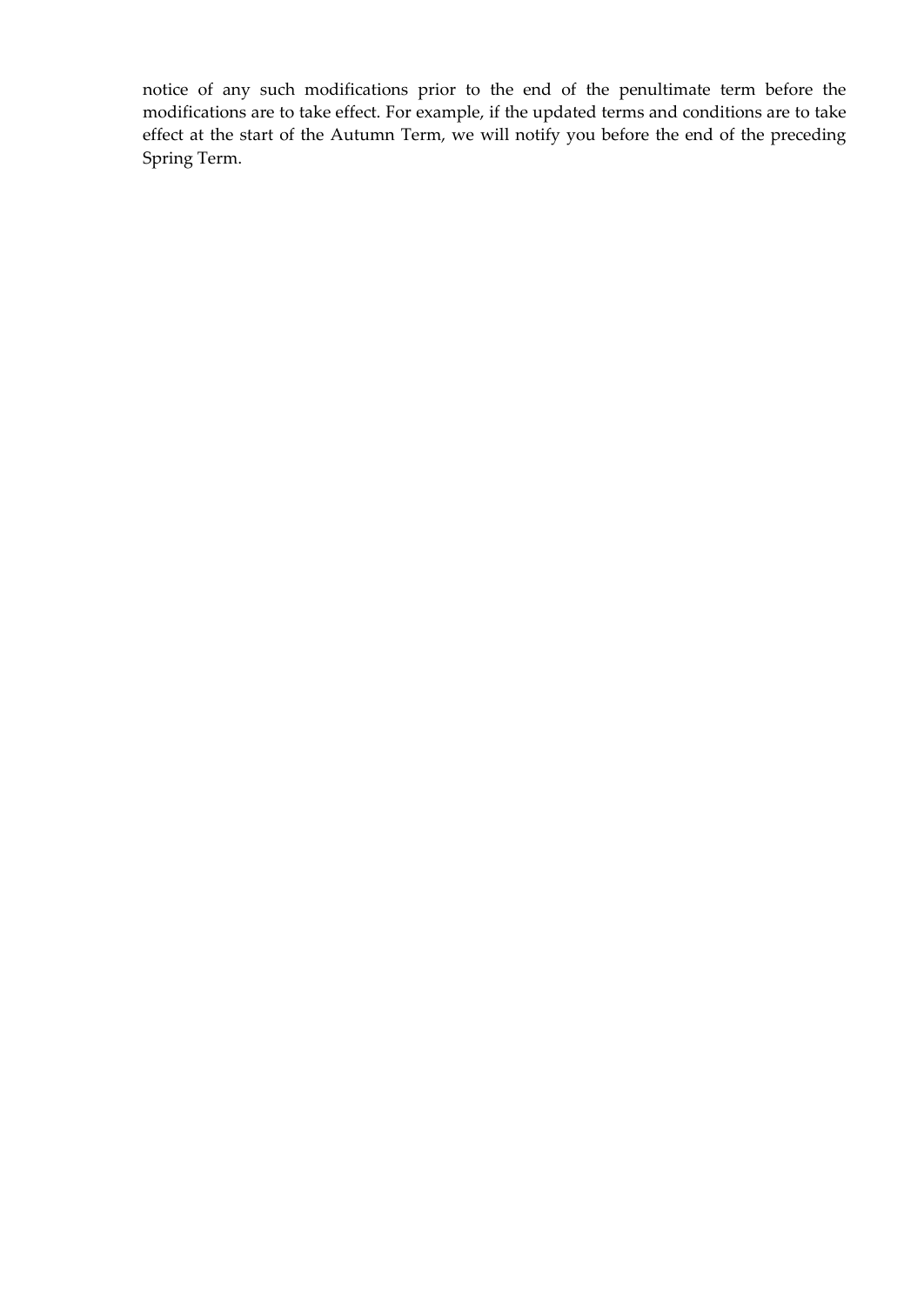notice of any such modifications prior to the end of the penultimate term before the modifications are to take effect. For example, if the updated terms and conditions are to take effect at the start of the Autumn Term, we will notify you before the end of the preceding Spring Term.